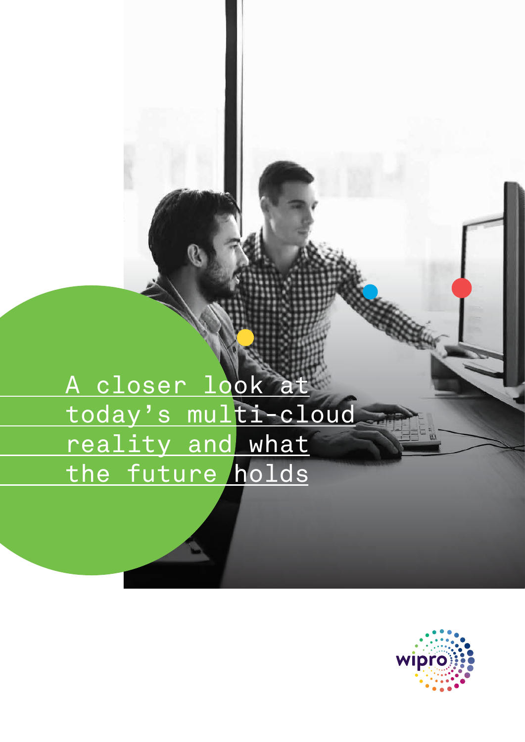# A closer look at today's multi-cloud reality and what the future holds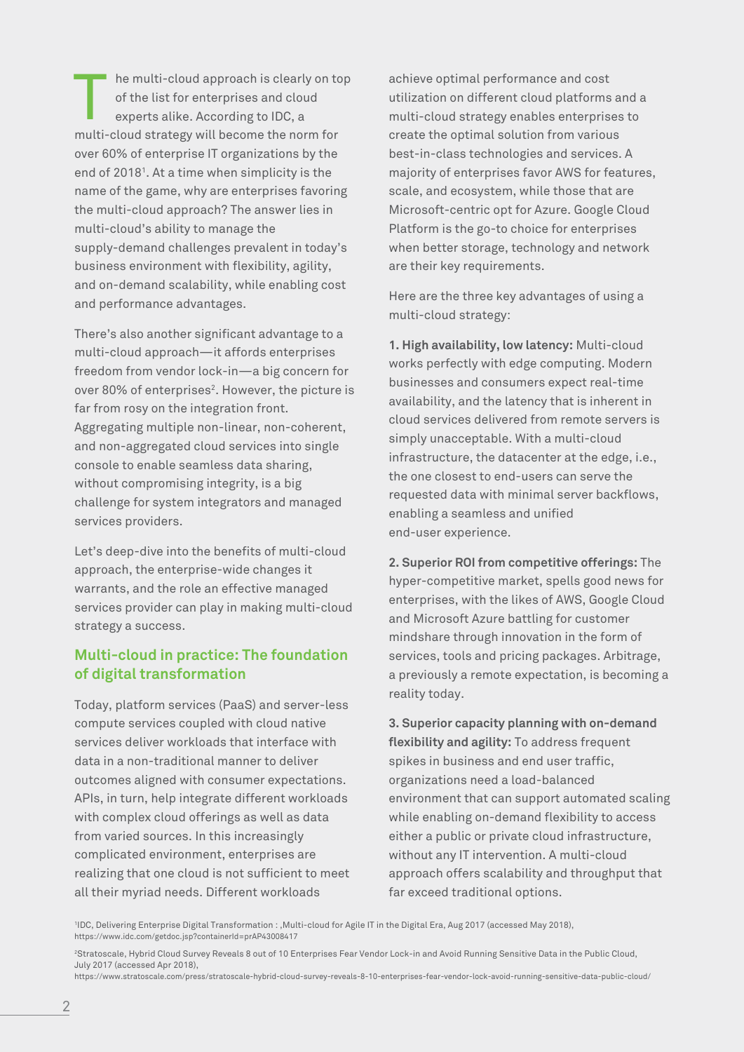The multi-cloud approach is clearly on top of the list for enterprises and cloud experts alike. According to IDC, a multi-cloud strategy will become the norm for over 60% of enterprise IT organizations by the end of 2018[1]. At a time when simplicity is the name of the game, why are enterprises favoring the multi-cloud approach? The answer lies in multi-cloud's ability to manage the supply-demand challenges prevalent in today's business environment with flexibility, agility, and on-demand scalability, while enabling cost and performance advantages.

There's also another significant advantage to a multi-cloud approach—it affords enterprises freedom from vendor lock-in—a big concern for over 80% of enterprises[2]. However, the picture is far from rosy on the integration front. Aggregating multiple non-linear, non-coherent, and non-aggregated cloud services into single console to enable seamless data sharing, without compromising integrity, is a big challenge for system integrators and managed services providers.

Let's deep-dive into the benefits of multi-cloud approach, the enterprise-wide changes it warrants, and the role an effective managed services provider can play in making multi-cloud strategy a success.

## Multi-cloud in practice: The foundation of digital transformation

Today, platform services (PaaS) and server-less compute services coupled with cloud native services deliver workloads that interface with data in a non-traditional manner to deliver outcomes aligned with consumer expectations. APIs, in turn, help integrate different workloads with complex cloud offerings as well as data from varied sources. In this increasingly complicated environment, enterprises are realizing that one cloud is not sufficient to meet all their myriad needs. Different workloads achieve optimal performance and cost utilization on different cloud platforms and a multi-cloud strategy enables enterprises to create the optimal solution from various best-in-class technologies and services. A majority of enterprises favor AWS for features, scale, and ecosystem, while those that are Microsoft-centric opt for Azure. Google Cloud Platform is the go-to choice for enterprises when better storage, technology and network are their key requirements.

Here are the three key advantages of using a multi-cloud strategy:

**1. High availability, low latency:** Multi-cloud works perfectly with edge computing. Modern businesses and consumers expect real-time availability, and the latency that is inherent in cloud services delivered from remote servers is simply unacceptable. With a multi-cloud infrastructure, the datacenter at the edge, i.e., the one closest to end-users can serve the requested data with minimal server backflows, enabling a seamless and unified end-user experience.

**2. Superior ROI from competitive offerings:** The hyper-competitive market, spells good news for enterprises, with the likes of AWS, Google Cloud and Microsoft Azure battling for customer mindshare through innovation in the form of services, tools and pricing packages. Arbitrage, a previously a remote expectation, is becoming a reality today.

**3. Superior capacity planning with on-demand flexibility and agility:** To address frequent spikes in business and end user traffic, organizations need a load-balanced environment that can support automated scaling while enabling on-demand flexibility to access either a public or private cloud infrastructure, without any IT intervention. A multi-cloud approach offers scalability and throughput that far exceed traditional options.

[1]IDC, Delivering Enterprise Digital Transformation : ,Multi-cloud for Agile IT in the Digital Era, Aug 2017 (accessed May 2018), https://www.idc.com/getdoc.jsp?containerId=prAP43008417

[2]Stratoscale, Hybrid Cloud Survey Reveals 8 out of 10 Enterprises Fear Vendor Lock-in and Avoid Running Sensitive Data in the Public Cloud, July 2017 (accessed Apr 2018), https://www.stratoscale.com/press/stratoscale-hybrid-cloud-survey-reveals-8-10-enterprises-fear-vendor-lock-avoid-running-sensitive-data-public-cloud/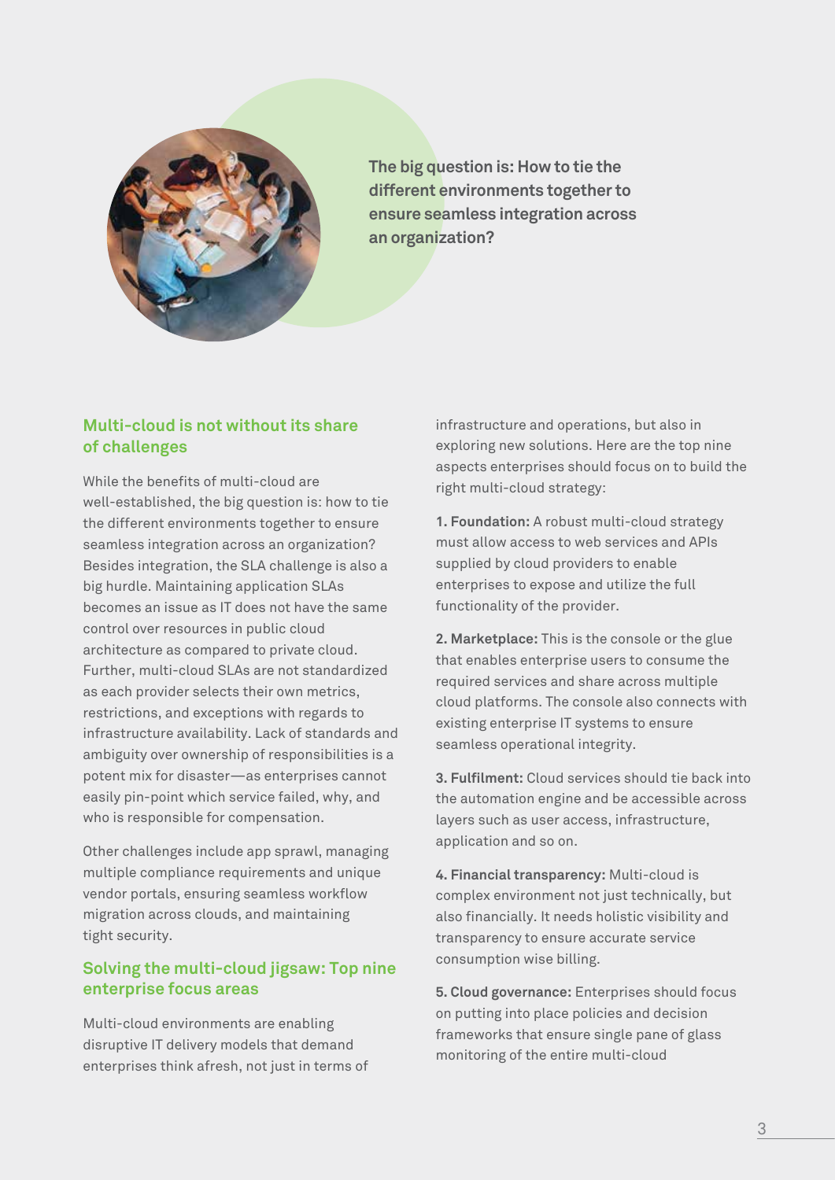**The big question is: How to tie the different environments together to ensure seamless integration across an organization?**

## Multi-cloud is not without its share of challenges

While the benefits of multi-cloud are well-established, the big question is: how to tie the different environments together to ensure seamless integration across an organization? Besides integration, the SLA challenge is also a big hurdle. Maintaining application SLAs becomes an issue as IT does not have the same control over resources in public cloud architecture as compared to private cloud. Further, multi-cloud SLAs are not standardized as each provider selects their own metrics, restrictions, and exceptions with regards to infrastructure availability. Lack of standards and ambiguity over ownership of responsibilities is a potent mix for disaster—as enterprises cannot easily pin-point which service failed, why, and who is responsible for compensation.

Other challenges include app sprawl, managing multiple compliance requirements and unique vendor portals, ensuring seamless workflow migration across clouds, and maintaining tight security.

## Solving the multi-cloud jigsaw: Top nine enterprise focus areas

Multi-cloud environments are enabling disruptive IT delivery models that demand enterprises think afresh, not just in terms of infrastructure and operations, but also in exploring new solutions. Here are the top nine aspects enterprises should focus on to build the right multi-cloud strategy:

**1. Foundation:** A robust multi-cloud strategy must allow access to web services and APIs supplied by cloud providers to enable enterprises to expose and utilize the full functionality of the provider.

**2. Marketplace:** This is the console or the glue that enables enterprise users to consume the required services and share across multiple cloud platforms. The console also connects with existing enterprise IT systems to ensure seamless operational integrity.

**3. Fulfilment:** Cloud services should tie back into the automation engine and be accessible across layers such as user access, infrastructure, application and so on.

**4. Financial transparency:** Multi-cloud is complex environment not just technically, but also financially. It needs holistic visibility and transparency to ensure accurate service consumption wise billing.

**5. Cloud governance:** Enterprises should focus on putting into place policies and decision frameworks that ensure single pane of glass monitoring of the entire multi-cloud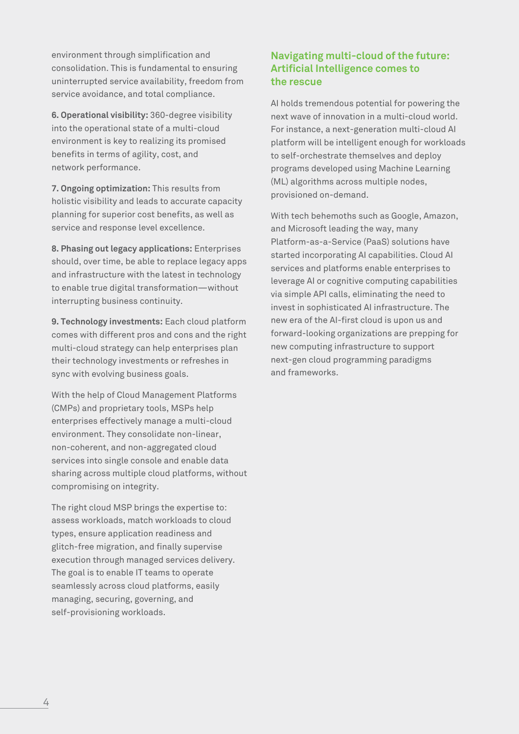environment through simplification and consolidation. This is fundamental to ensuring uninterrupted service availability, freedom from service avoidance, and total compliance.

**6. Operational visibility:** 360-degree visibility into the operational state of a multi-cloud environment is key to realizing its promised benefits in terms of agility, cost, and network performance.

**7. Ongoing optimization:** This results from holistic visibility and leads to accurate capacity planning for superior cost benefits, as well as service and response level excellence.

**8. Phasing out legacy applications:** Enterprises should, over time, be able to replace legacy apps and infrastructure with the latest in technology to enable true digital transformation—without interrupting business continuity.

**9. Technology investments:** Each cloud platform comes with different pros and cons and the right multi-cloud strategy can help enterprises plan their technology investments or refreshes in sync with evolving business goals.

With the help of Cloud Management Platforms (CMPs) and proprietary tools, MSPs help enterprises effectively manage a multi-cloud environment. They consolidate non-linear, non-coherent, and non-aggregated cloud services into single console and enable data sharing across multiple cloud platforms, without compromising on integrity.

The right cloud MSP brings the expertise to: assess workloads, match workloads to cloud types, ensure application readiness and glitch-free migration, and finally supervise execution through managed services delivery. The goal is to enable IT teams to operate seamlessly across cloud platforms, easily managing, securing, governing, and self-provisioning workloads.

## Navigating multi-cloud of the future: Artificial Intelligence comes to the rescue

AI holds tremendous potential for powering the next wave of innovation in a multi-cloud world. For instance, a next-generation multi-cloud AI platform will be intelligent enough for workloads to self-orchestrate themselves and deploy programs developed using Machine Learning (ML) algorithms across multiple nodes, provisioned on-demand.

With tech behemoths such as Google, Amazon, and Microsoft leading the way, many Platform-as-a-Service (PaaS) solutions have started incorporating AI capabilities. Cloud AI services and platforms enable enterprises to leverage AI or cognitive computing capabilities via simple API calls, eliminating the need to invest in sophisticated AI infrastructure. The new era of the AI-first cloud is upon us and forward-looking organizations are prepping for new computing infrastructure to support next-gen cloud programming paradigms and frameworks.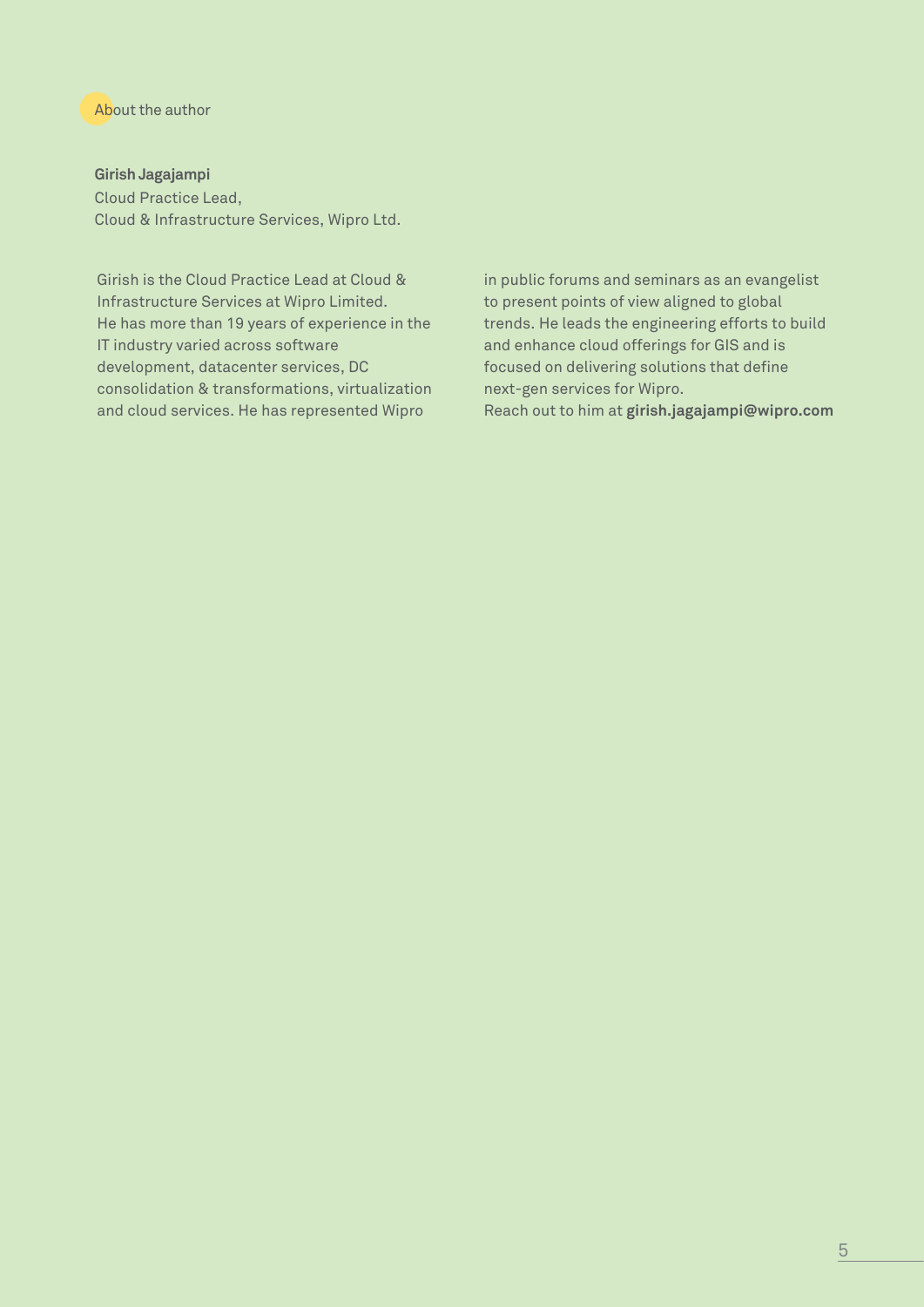## About the author

**Girish Jagajampi**
Cloud Practice Lead,
Cloud & Infrastructure Services, Wipro Ltd.

Girish is the Cloud Practice Lead at Cloud & Infrastructure Services at Wipro Limited. He has more than 19 years of experience in the IT industry varied across software development, datacenter services, DC consolidation & transformations, virtualization and cloud services. He has represented Wipro in public forums and seminars as an evangelist to present points of view aligned to global trends. He leads the engineering efforts to build and enhance cloud offerings for GIS and is focused on delivering solutions that define next-gen services for Wipro.
Reach out to him at **girish.jagajampi@wipro.com**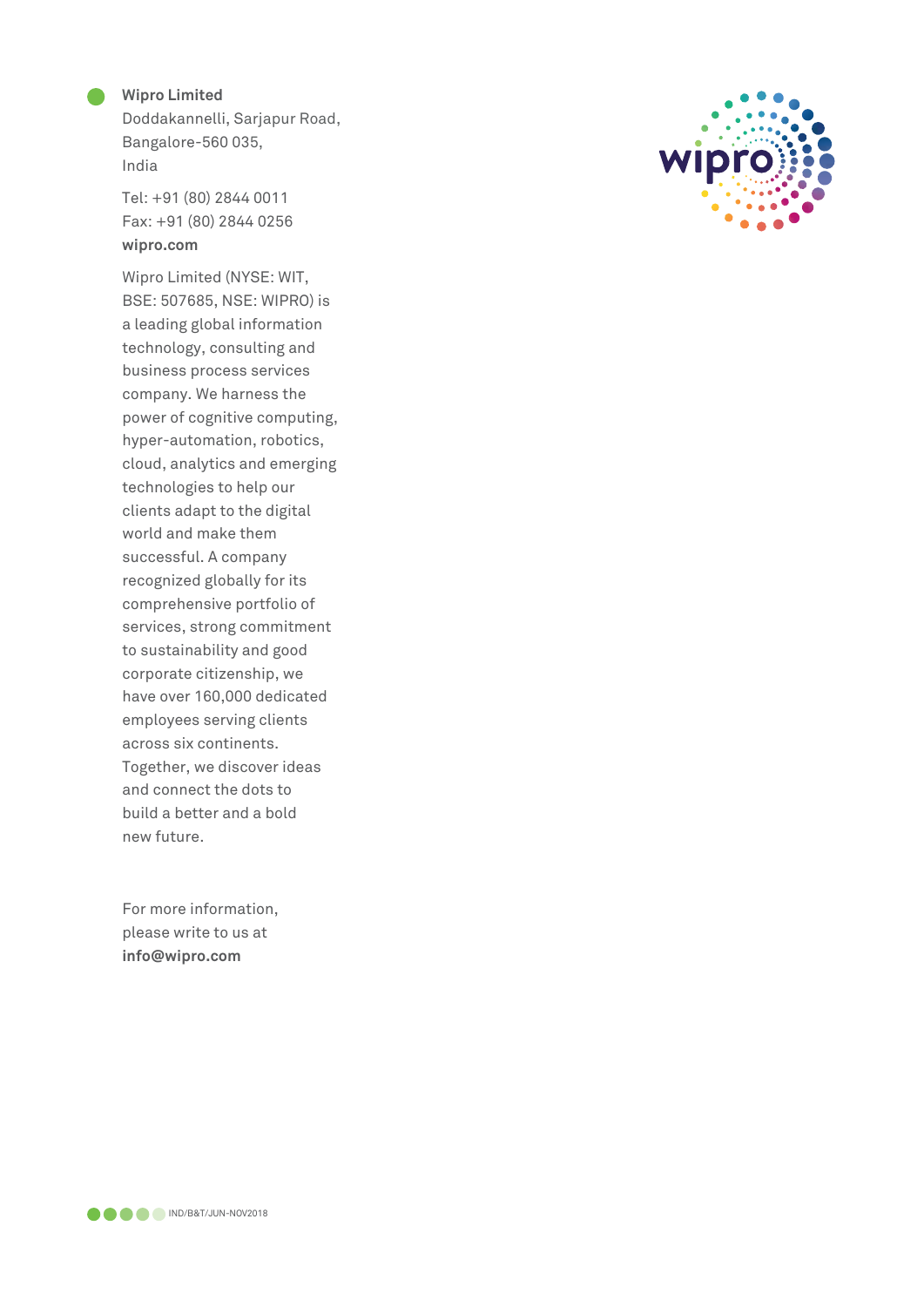**Wipro Limited**
Doddakannelli, Sarjapur Road,
Bangalore-560 035,
India

Tel: +91 (80) 2844 0011
Fax: +91 (80) 2844 0256
**wipro.com**

Wipro Limited (NYSE: WIT, BSE: 507685, NSE: WIPRO) is a leading global information technology, consulting and business process services company. We harness the power of cognitive computing, hyper-automation, robotics, cloud, analytics and emerging technologies to help our clients adapt to the digital world and make them successful. A company recognized globally for its comprehensive portfolio of services, strong commitment to sustainability and good corporate citizenship, we have over 160,000 dedicated employees serving clients across six continents. Together, we discover ideas and connect the dots to build a better and a bold new future.

For more information, please write to us at **info@wipro.com**

IND/B&T/JUN-NOV2018